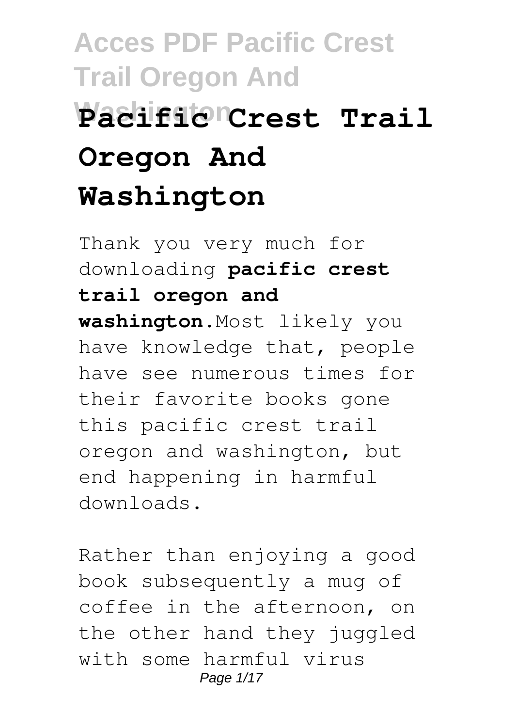# Acces PDF Pacific Crest Trail Oregon And Washington

# Pacific Crest Trail Oregon And Washington

Thank you very much for downloading **pacific crest trail oregon and washington**.Most likely you have knowledge that, people have see numerous times for their favorite books gone this pacific crest trail oregon and washington, but end happening in harmful downloads.

Rather than enjoying a good book subsequently a mug of coffee in the afternoon, on the other hand they juggled with some harmful virus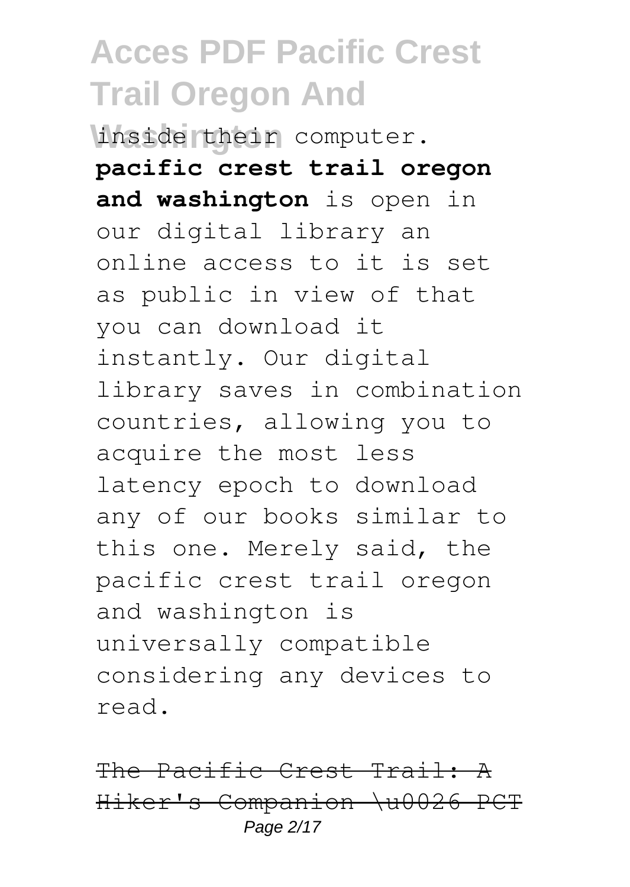inside their computer. **pacific crest trail oregon and washington** is open in our digital library an online access to it is set as public in view of that you can download it instantly. Our digital library saves in combination countries, allowing you to acquire the most less latency epoch to download any of our books similar to this one. Merely said, the pacific crest trail oregon and washington is universally compatible considering any devices to read.

~~The Pacific Crest Trail: A Hiker's Companion \u0026 PCT~~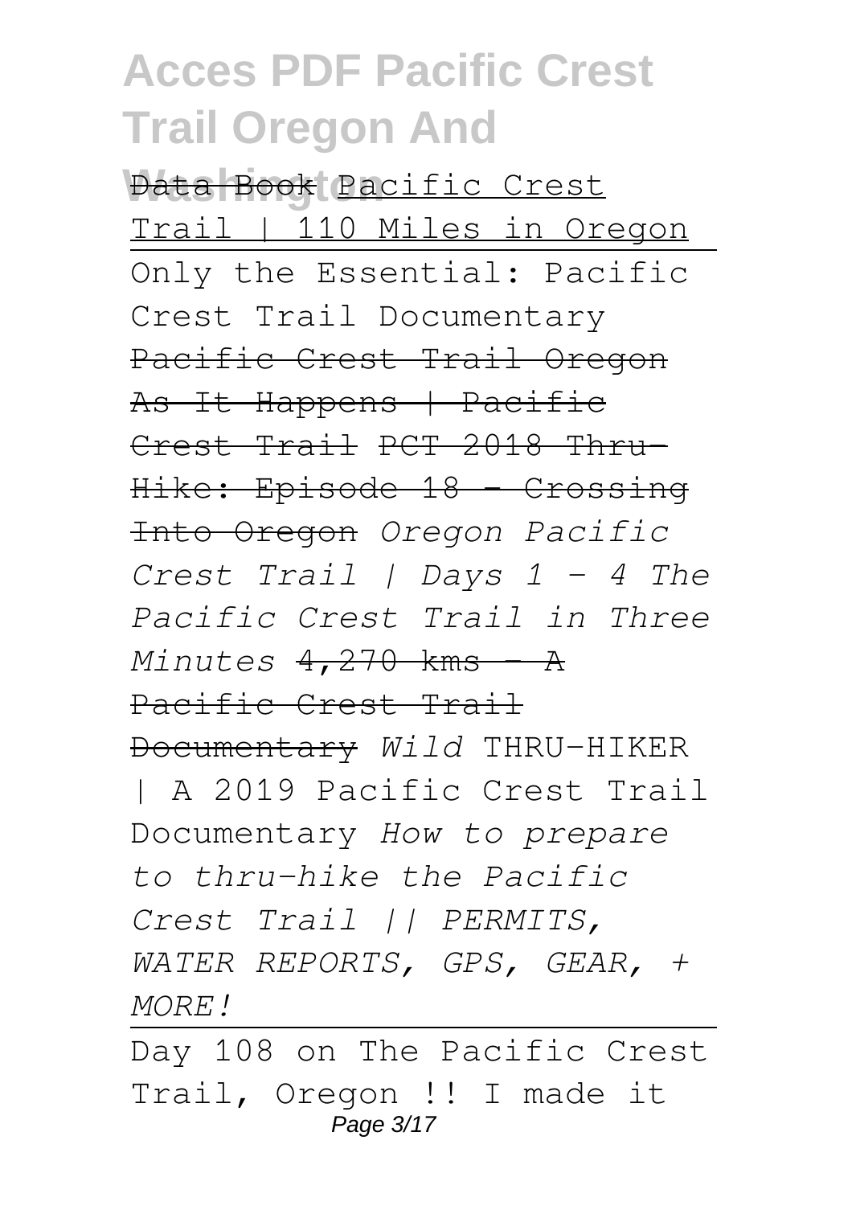Data Book Pacific Crest Trail | 110 Miles in Oregon

Only the Essential: Pacific Crest Trail Documentary

Pacific Crest Trail Oregon As It Happens | Pacific Crest Trail PCT 2018 Thru-Hike: Episode 18 - Crossing Into Oregon *Oregon Pacific Crest Trail | Days 1 - 4 The Pacific Crest Trail in Three Minutes* 4,270 kms - A Pacific Crest Trail Documentary *Wild* THRU-HIKER | A 2019 Pacific Crest Trail Documentary *How to prepare to thru-hike the Pacific Crest Trail || PERMITS, WATER REPORTS, GPS, GEAR, + MORE!*

Day 108 on The Pacific Crest Trail, Oregon !! I made it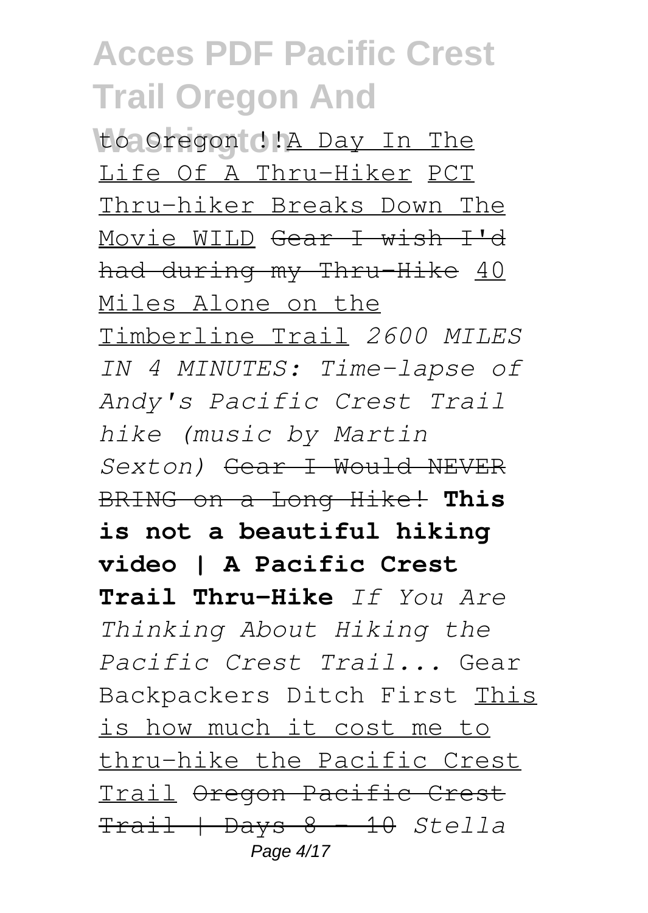to Oregon !!A Day In The Life Of A Thru-Hiker PCT Thru-hiker Breaks Down The Movie WILD ~~Gear I wish I'd had during my Thru-Hike~~ 40 Miles Alone on the Timberline Trail *2600 MILES IN 4 MINUTES: Time-lapse of Andy's Pacific Crest Trail hike (music by Martin Sexton)* ~~Gear I Would NEVER BRING on a Long Hike!~~ **This is not a beautiful hiking video | A Pacific Crest Trail Thru-Hike** *If You Are Thinking About Hiking the Pacific Crest Trail...* Gear Backpackers Ditch First This is how much it cost me to thru-hike the Pacific Crest Trail ~~Oregon Pacific Crest Trail | Days 8 - 10~~ *Stella*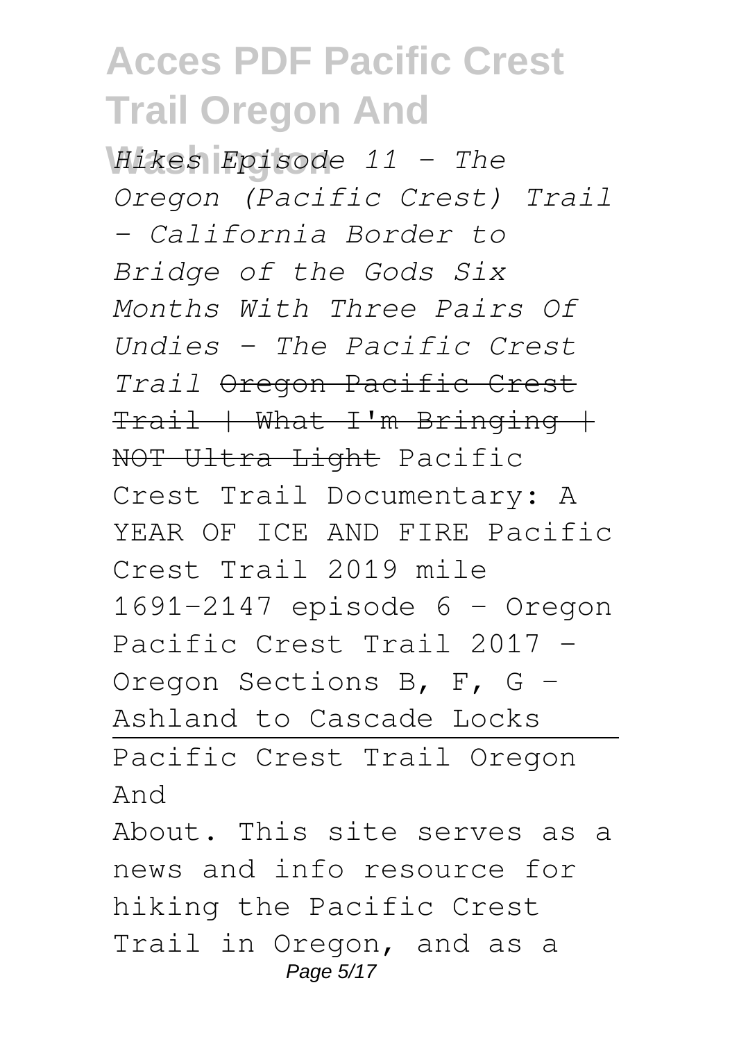*Hikes Episode 11 - The Oregon (Pacific Crest) Trail - California Border to Bridge of the Gods Six Months With Three Pairs Of Undies - The Pacific Crest Trail* ~~Oregon Pacific Crest Trail | What I'm Bringing | NOT Ultra Light~~ Pacific Crest Trail Documentary: A YEAR OF ICE AND FIRE Pacific Crest Trail 2019 mile 1691-2147 episode 6 - Oregon Pacific Crest Trail 2017 - Oregon Sections B, F, G - Ashland to Cascade Locks

Pacific Crest Trail Oregon And

About. This site serves as a news and info resource for hiking the Pacific Crest Trail in Oregon, and as a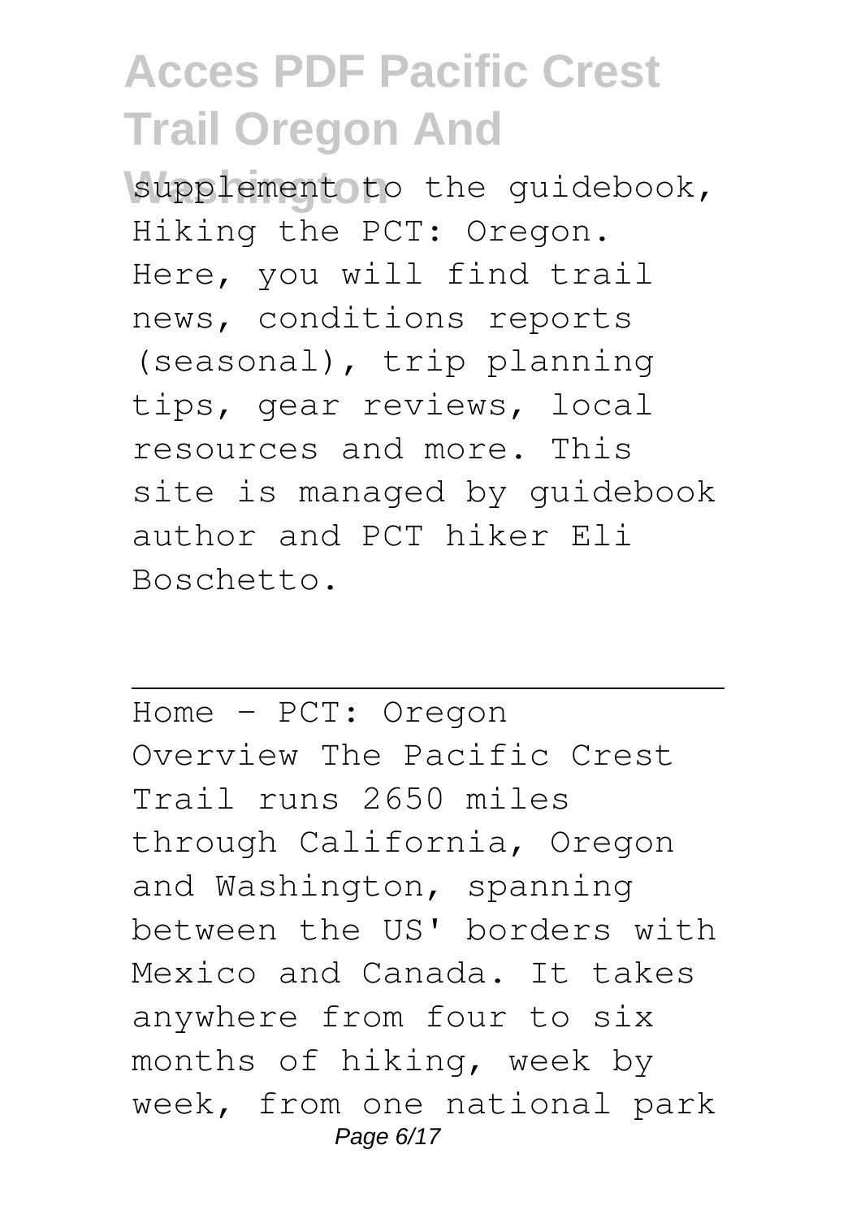supplement to the guidebook, Hiking the PCT: Oregon. Here, you will find trail news, conditions reports (seasonal), trip planning tips, gear reviews, local resources and more. This site is managed by guidebook author and PCT hiker Eli Boschetto.

Home - PCT: Oregon

Overview The Pacific Crest Trail runs 2650 miles through California, Oregon and Washington, spanning between the US' borders with Mexico and Canada. It takes anywhere from four to six months of hiking, week by week, from one national park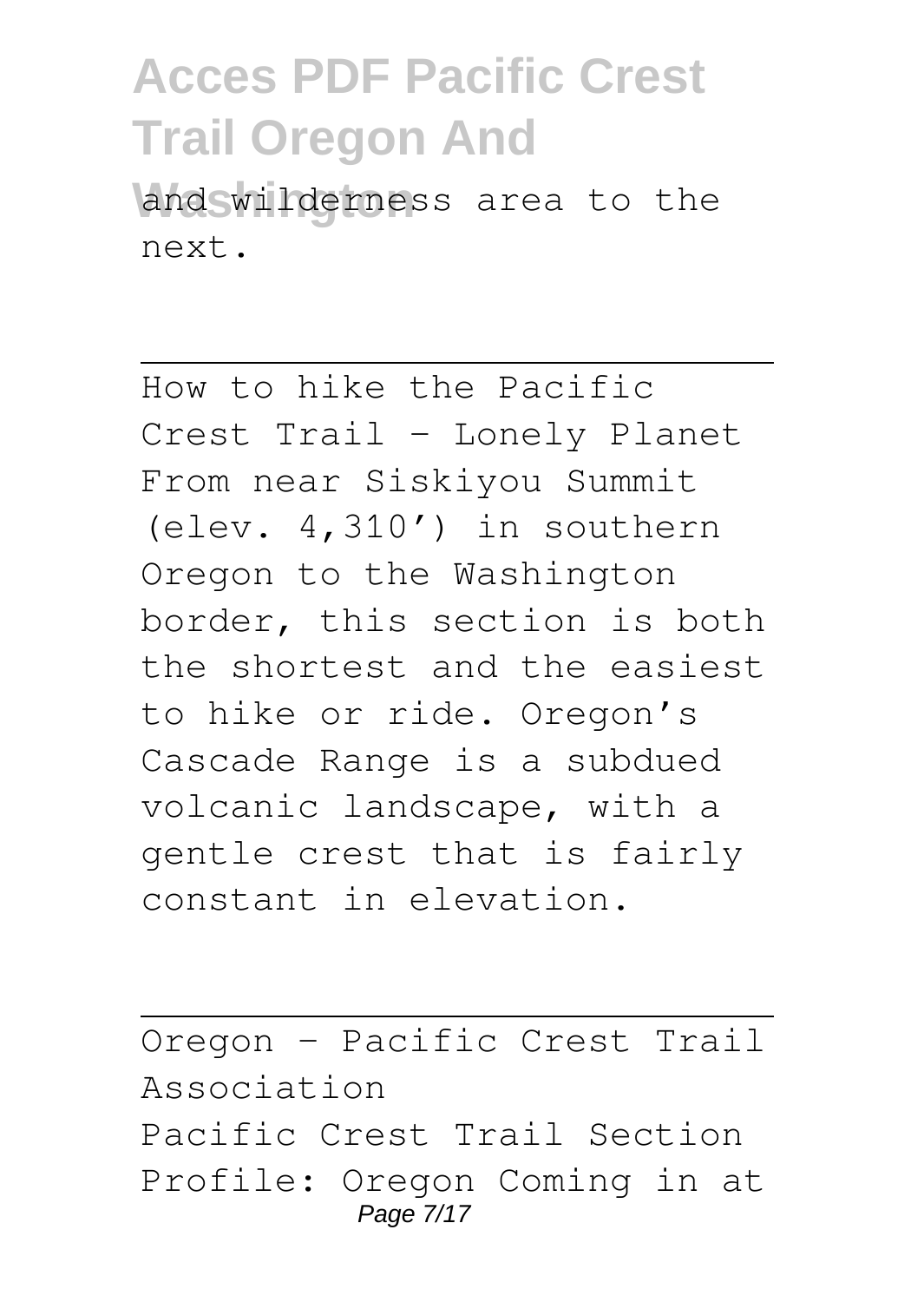and wilderness area to the next.

---

How to hike the Pacific Crest Trail - Lonely Planet
From near Siskiyou Summit (elev. 4,310’) in southern Oregon to the Washington border, this section is both the shortest and the easiest to hike or ride. Oregon’s Cascade Range is a subdued volcanic landscape, with a gentle crest that is fairly constant in elevation.

---

Oregon - Pacific Crest Trail Association
Pacific Crest Trail Section Profile: Oregon Coming in at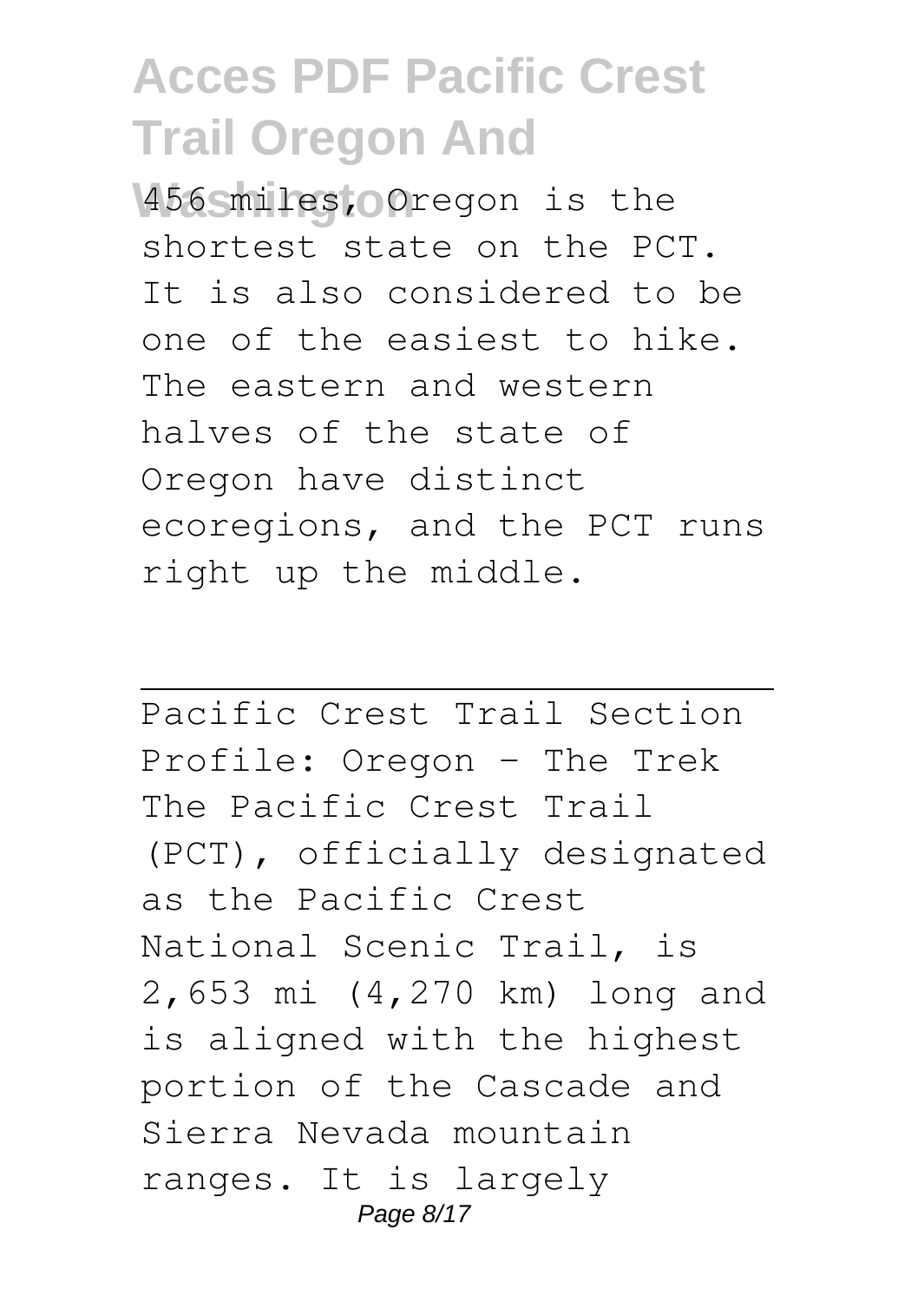456 miles, Oregon is the shortest state on the PCT. It is also considered to be one of the easiest to hike. The eastern and western halves of the state of Oregon have distinct ecoregions, and the PCT runs right up the middle.

---

Pacific Crest Trail Section Profile: Oregon - The Trek
The Pacific Crest Trail (PCT), officially designated as the Pacific Crest National Scenic Trail, is 2,653 mi (4,270 km) long and is aligned with the highest portion of the Cascade and Sierra Nevada mountain ranges. It is largely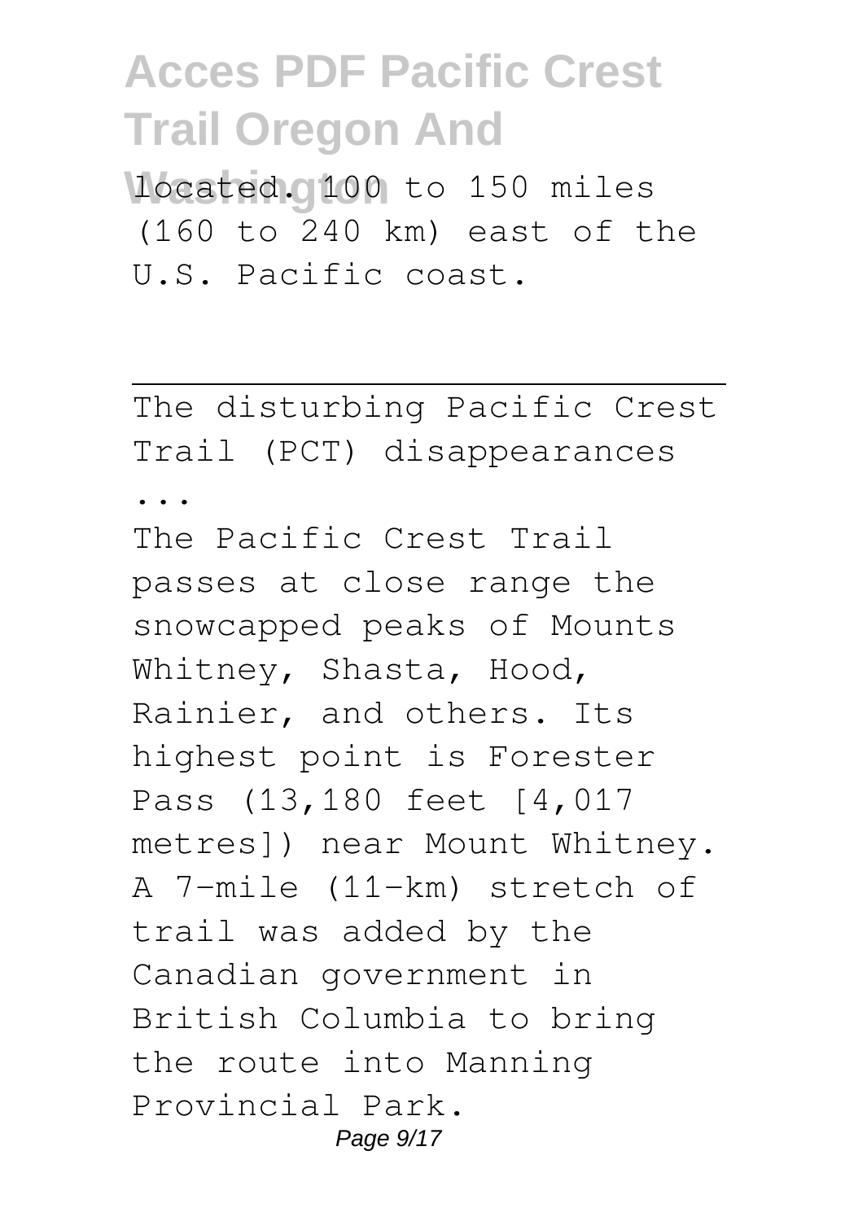located. 100 to 150 miles (160 to 240 km) east of the U.S. Pacific coast.

---

The disturbing Pacific Crest Trail (PCT) disappearances ...

The Pacific Crest Trail passes at close range the snowcapped peaks of Mounts Whitney, Shasta, Hood, Rainier, and others. Its highest point is Forester Pass (13,180 feet [4,017 metres]) near Mount Whitney. A 7-mile (11-km) stretch of trail was added by the Canadian government in British Columbia to bring the route into Manning Provincial Park.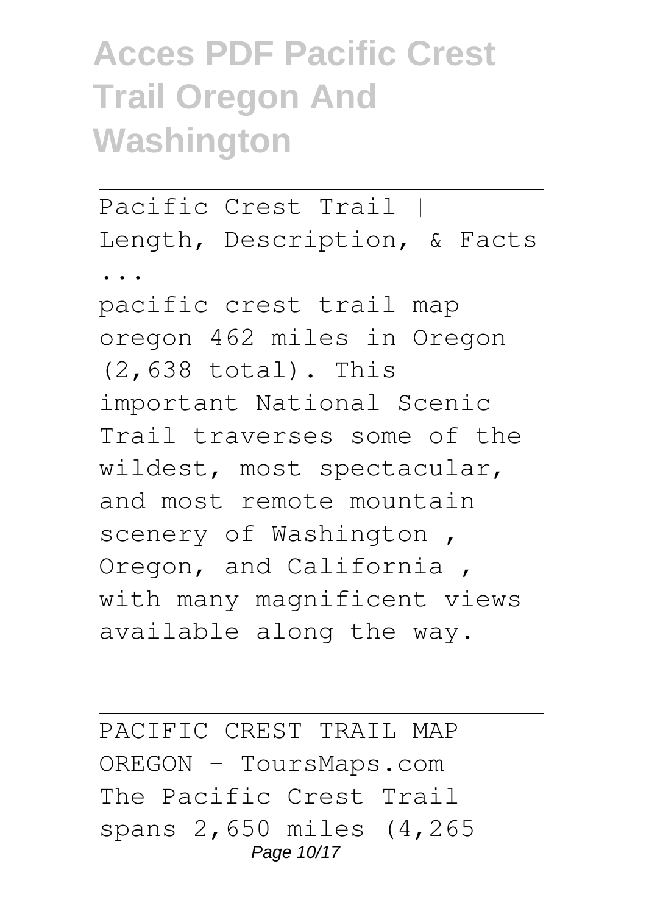Pacific Crest Trail | Length, Description, & Facts ...

pacific crest trail map oregon 462 miles in Oregon (2,638 total). This important National Scenic Trail traverses some of the wildest, most spectacular, and most remote mountain scenery of Washington , Oregon, and California , with many magnificent views available along the way.

PACIFIC CREST TRAIL MAP OREGON - ToursMaps.com

The Pacific Crest Trail spans 2,650 miles (4,265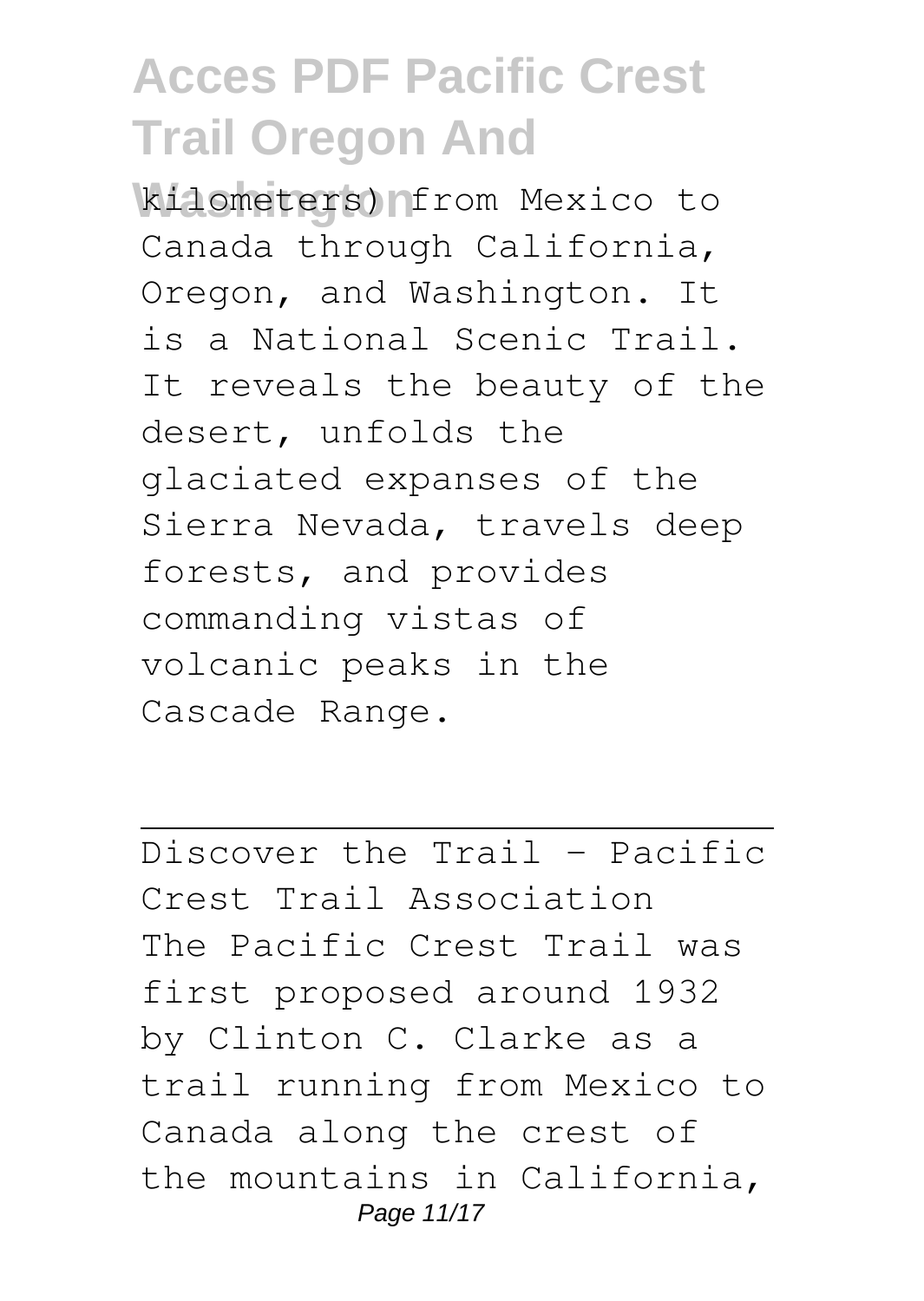kilometers) from Mexico to Canada through California, Oregon, and Washington. It is a National Scenic Trail. It reveals the beauty of the desert, unfolds the glaciated expanses of the Sierra Nevada, travels deep forests, and provides commanding vistas of volcanic peaks in the Cascade Range.

---

Discover the Trail - Pacific Crest Trail Association

The Pacific Crest Trail was first proposed around 1932 by Clinton C. Clarke as a trail running from Mexico to Canada along the crest of the mountains in California,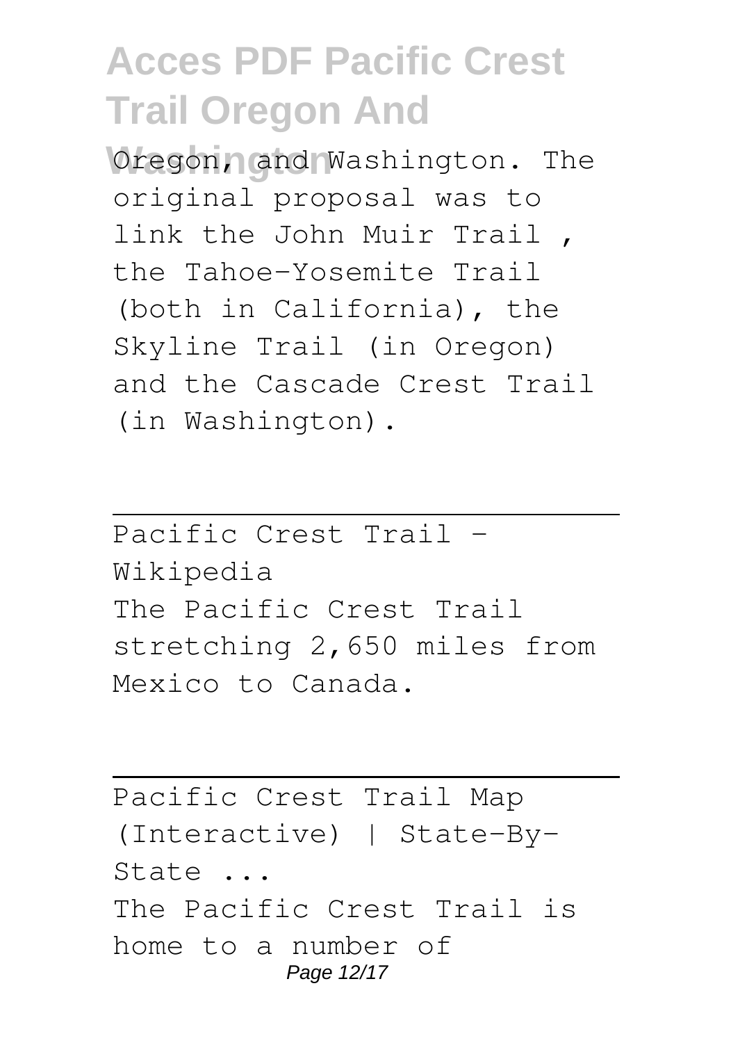Oregon, and Washington. The original proposal was to link the John Muir Trail , the Tahoe–Yosemite Trail (both in California), the Skyline Trail (in Oregon) and the Cascade Crest Trail (in Washington).

---

Pacific Crest Trail - Wikipedia

The Pacific Crest Trail stretching 2,650 miles from Mexico to Canada.

---

Pacific Crest Trail Map (Interactive) | State-By-State ...

The Pacific Crest Trail is home to a number of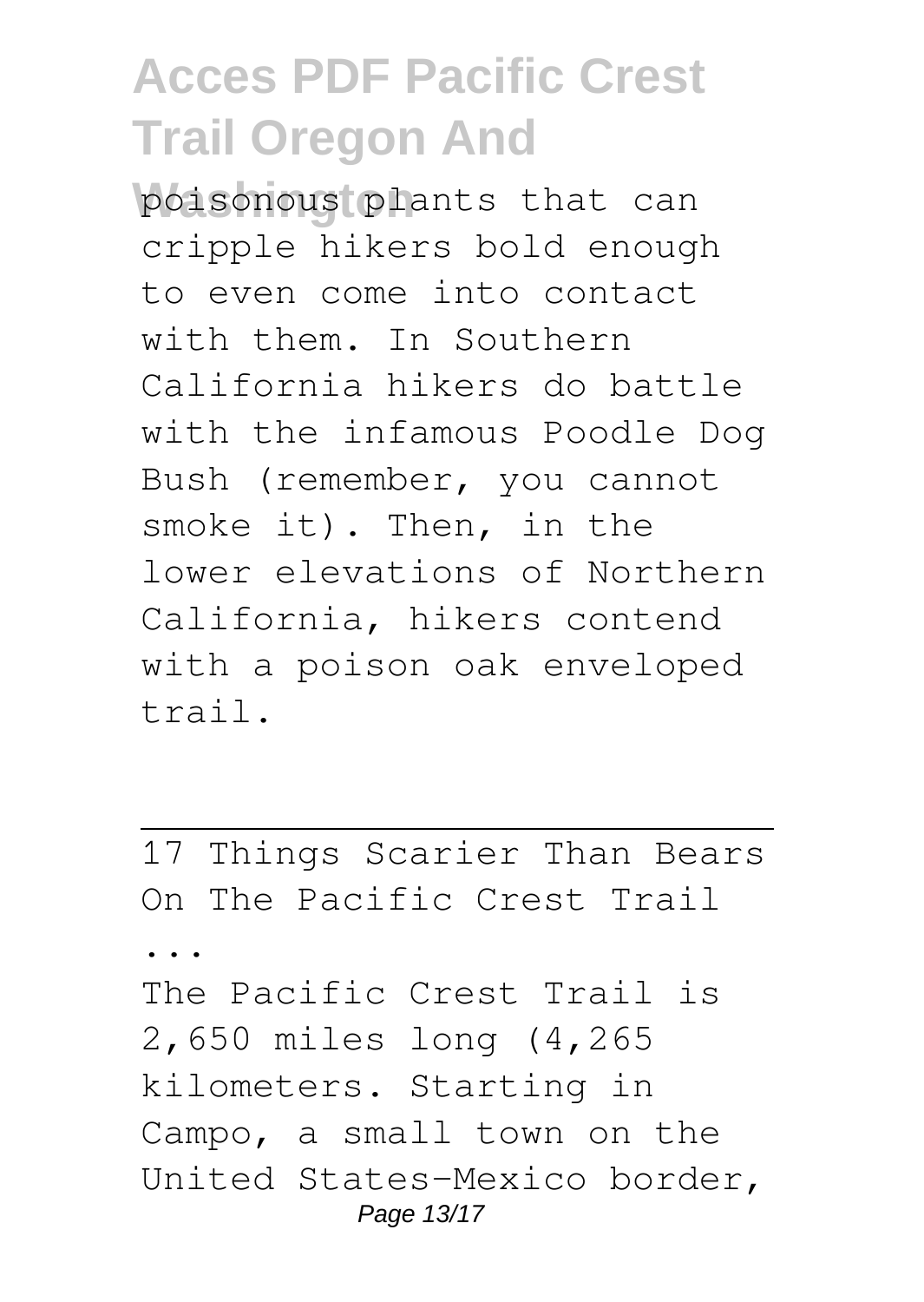poisonous plants that can cripple hikers bold enough to even come into contact with them. In Southern California hikers do battle with the infamous Poodle Dog Bush (remember, you cannot smoke it). Then, in the lower elevations of Northern California, hikers contend with a poison oak enveloped trail.

---

17 Things Scarier Than Bears On The Pacific Crest Trail ...

The Pacific Crest Trail is 2,650 miles long (4,265 kilometers. Starting in Campo, a small town on the United States–Mexico border,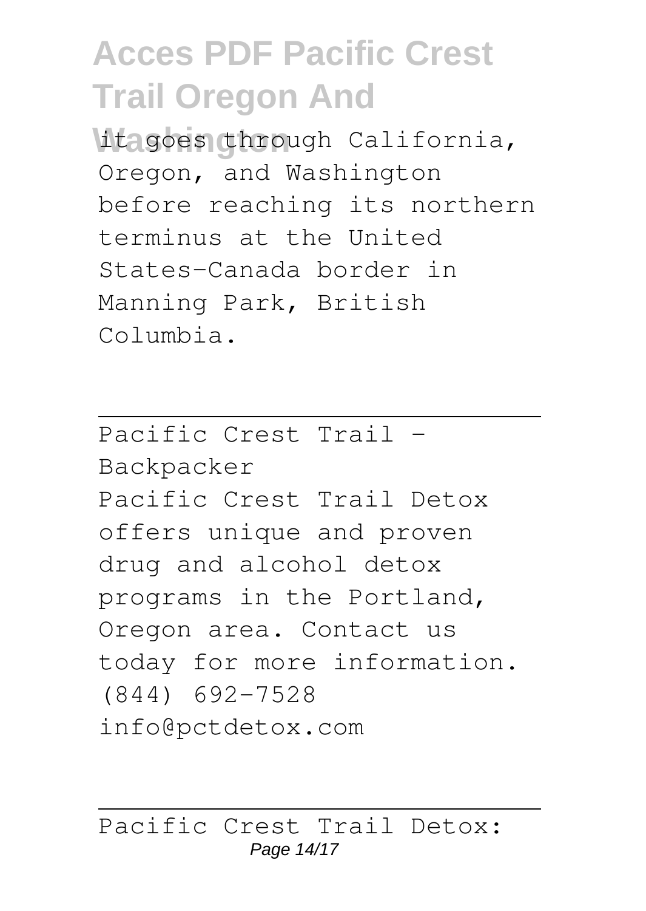it goes through California, Oregon, and Washington before reaching its northern terminus at the United States-Canada border in Manning Park, British Columbia.

---

Pacific Crest Trail - Backpacker

Pacific Crest Trail Detox offers unique and proven drug and alcohol detox programs in the Portland, Oregon area. Contact us today for more information. (844) 692-7528 info@pctdetox.com

---

Pacific Crest Trail Detox: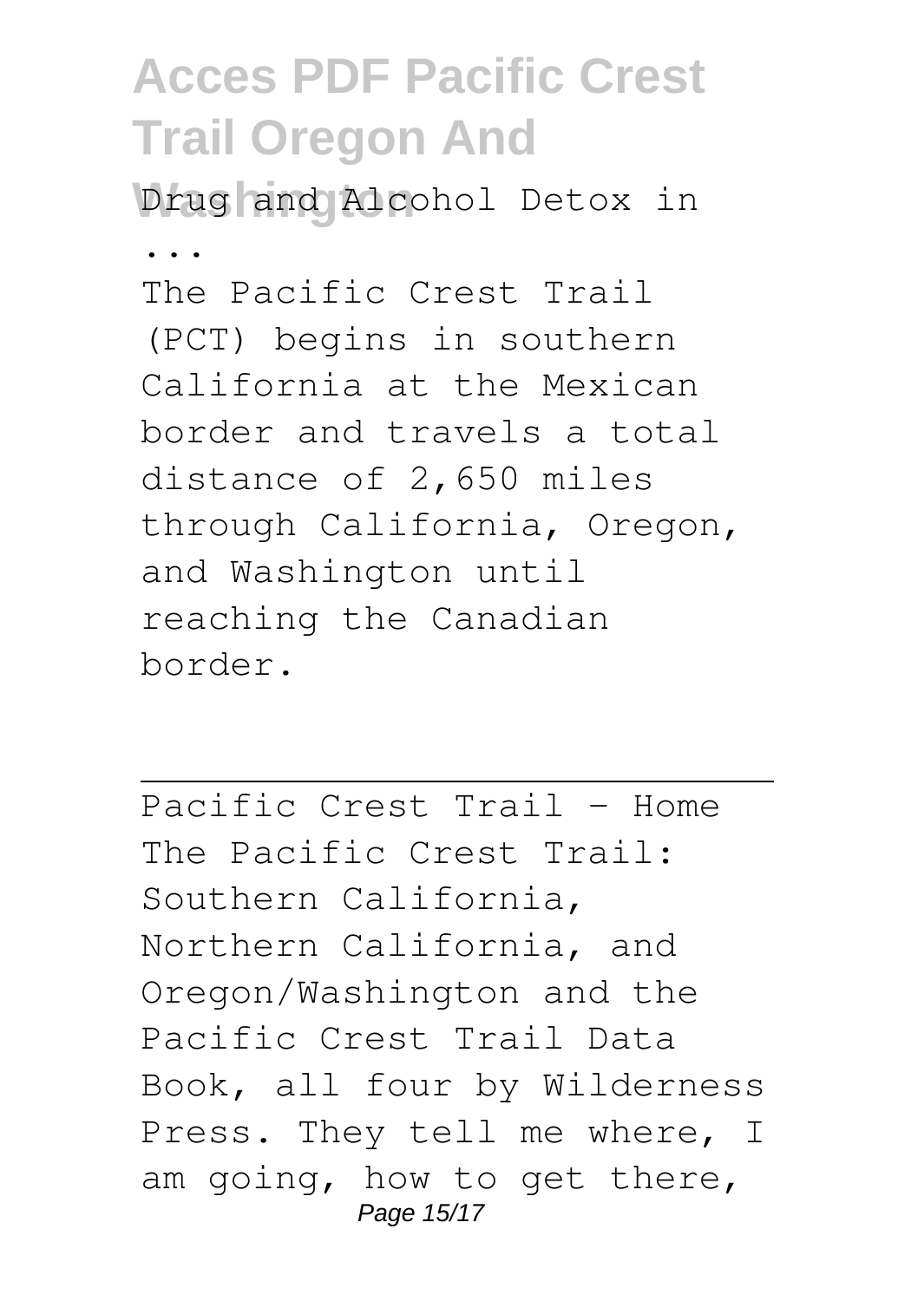Drug and Alcohol Detox in ...

The Pacific Crest Trail (PCT) begins in southern California at the Mexican border and travels a total distance of 2,650 miles through California, Oregon, and Washington until reaching the Canadian border.

---

Pacific Crest Trail - Home

The Pacific Crest Trail: Southern California, Northern California, and Oregon/Washington and the Pacific Crest Trail Data Book, all four by Wilderness Press. They tell me where, I am going, how to get there,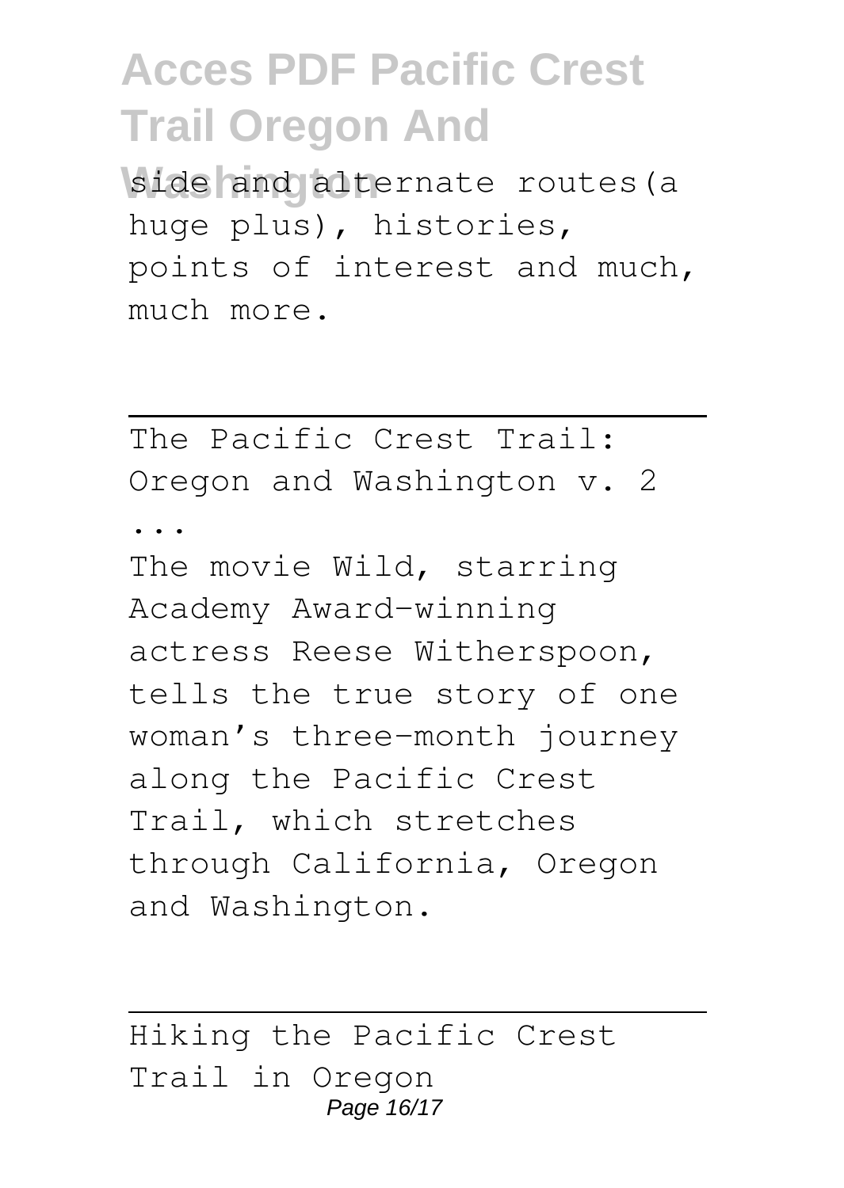side and alternate routes(a huge plus), histories, points of interest and much, much more.

---

The Pacific Crest Trail: Oregon and Washington v. 2 ...

The movie Wild, starring Academy Award-winning actress Reese Witherspoon, tells the true story of one woman's three-month journey along the Pacific Crest Trail, which stretches through California, Oregon and Washington.

---

Hiking the Pacific Crest Trail in Oregon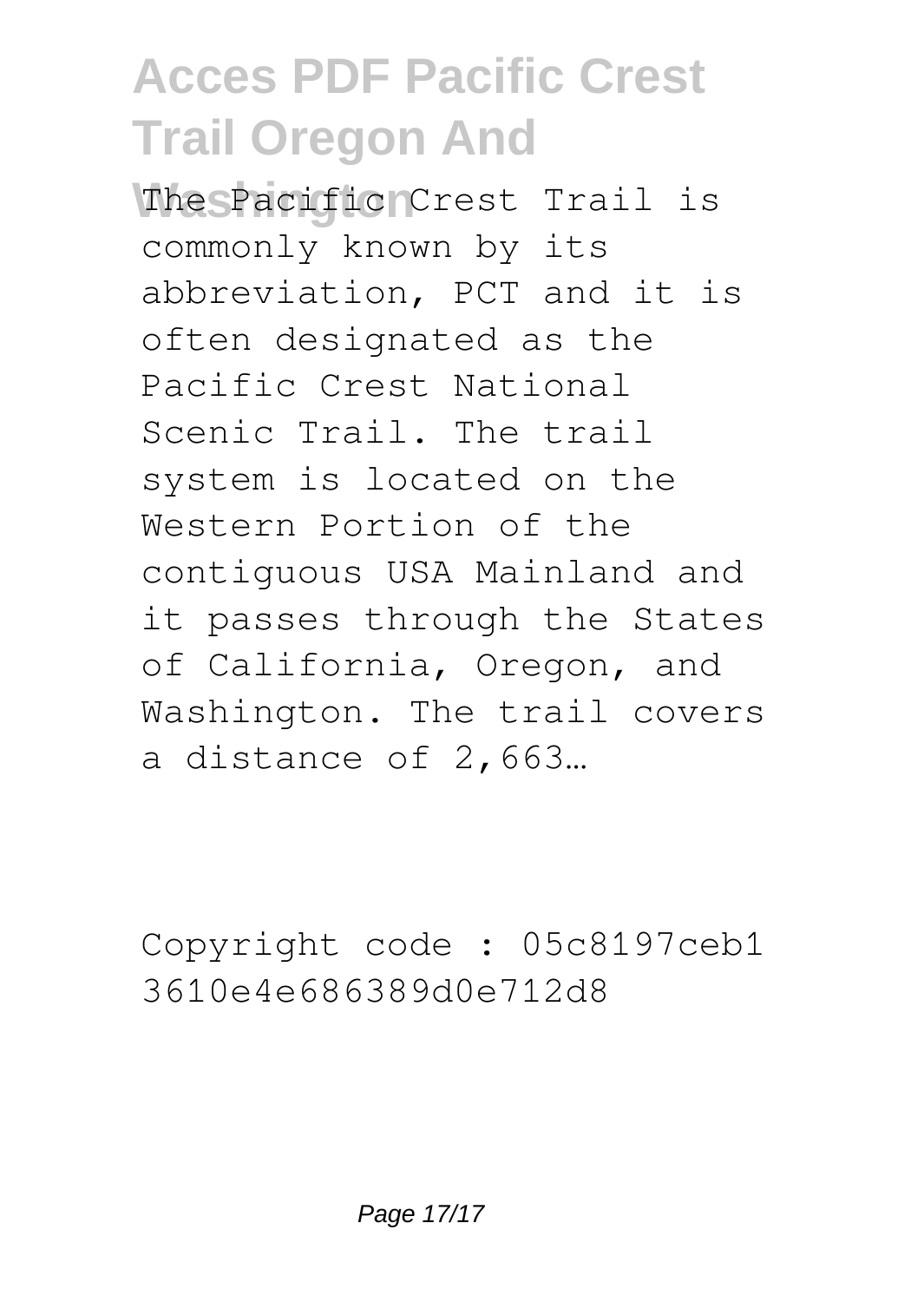The Pacific Crest Trail is commonly known by its abbreviation, PCT and it is often designated as the Pacific Crest National Scenic Trail. The trail system is located on the Western Portion of the contiguous USA Mainland and it passes through the States of California, Oregon, and Washington. The trail covers a distance of 2,663…

Copyright code : 05c8197ceb13610e4e686389d0e712d8